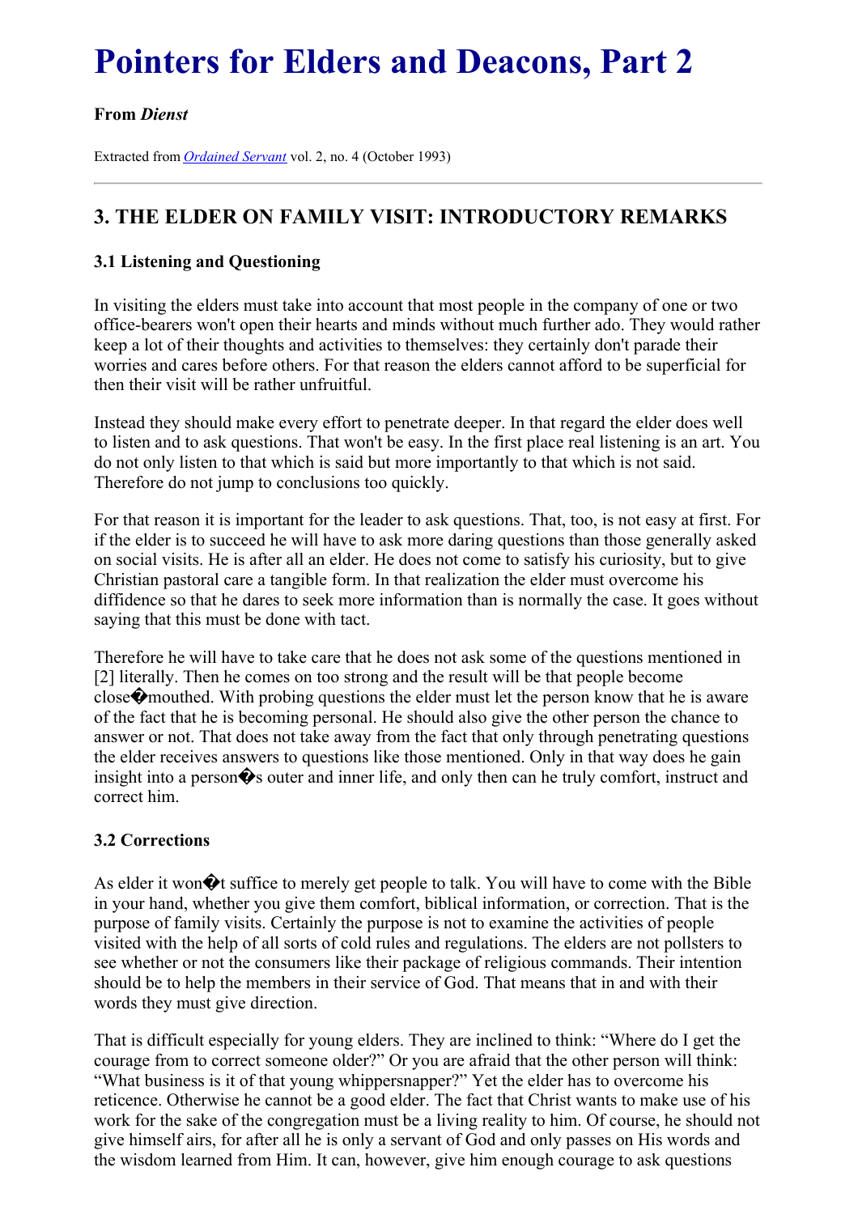# Pointers for Elders and Deacons, Part 2

**From *Dienst***

Extracted from *Ordained Servant* vol. 2, no. 4 (October 1993)

---

## 3. THE ELDER ON FAMILY VISIT: INTRODUCTORY REMARKS

### 3.1 Listening and Questioning

In visiting the elders must take into account that most people in the company of one or two office-bearers won't open their hearts and minds without much further ado. They would rather keep a lot of their thoughts and activities to themselves: they certainly don't parade their worries and cares before others. For that reason the elders cannot afford to be superficial for then their visit will be rather unfruitful.

Instead they should make every effort to penetrate deeper. In that regard the elder does well to listen and to ask questions. That won't be easy. In the first place real listening is an art. You do not only listen to that which is said but more importantly to that which is not said. Therefore do not jump to conclusions too quickly.

For that reason it is important for the leader to ask questions. That, too, is not easy at first. For if the elder is to succeed he will have to ask more daring questions than those generally asked on social visits. He is after all an elder. He does not come to satisfy his curiosity, but to give Christian pastoral care a tangible form. In that realization the elder must overcome his diffidence so that he dares to seek more information than is normally the case. It goes without saying that this must be done with tact.

Therefore he will have to take care that he does not ask some of the questions mentioned in [2] literally. Then he comes on too strong and the result will be that people become close�mouthed. With probing questions the elder must let the person know that he is aware of the fact that he is becoming personal. He should also give the other person the chance to answer or not. That does not take away from the fact that only through penetrating questions the elder receives answers to questions like those mentioned. Only in that way does he gain insight into a person�s outer and inner life, and only then can he truly comfort, instruct and correct him.

### 3.2 Corrections

As elder it won�t suffice to merely get people to talk. You will have to come with the Bible in your hand, whether you give them comfort, biblical information, or correction. That is the purpose of family visits. Certainly the purpose is not to examine the activities of people visited with the help of all sorts of cold rules and regulations. The elders are not pollsters to see whether or not the consumers like their package of religious commands. Their intention should be to help the members in their service of God. That means that in and with their words they must give direction.

That is difficult especially for young elders. They are inclined to think: "Where do I get the courage from to correct someone older?" Or you are afraid that the other person will think: "What business is it of that young whippersnapper?" Yet the elder has to overcome his reticence. Otherwise he cannot be a good elder. The fact that Christ wants to make use of his work for the sake of the congregation must be a living reality to him. Of course, he should not give himself airs, for after all he is only a servant of God and only passes on His words and the wisdom learned from Him. It can, however, give him enough courage to ask questions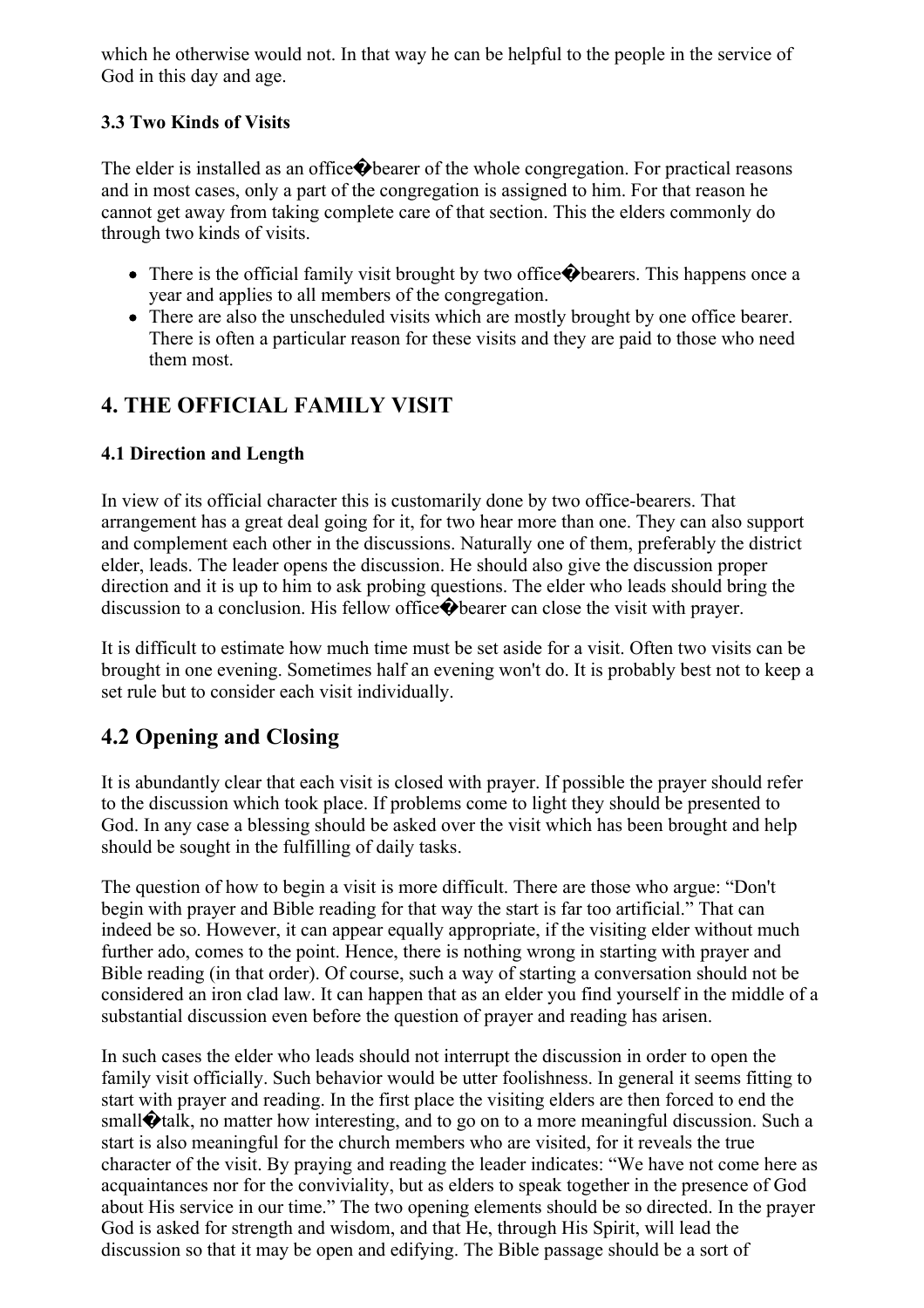which he otherwise would not. In that way he can be helpful to the people in the service of God in this day and age.

### 3.3 Two Kinds of Visits

The elder is installed as an office�bearer of the whole congregation. For practical reasons and in most cases, only a part of the congregation is assigned to him. For that reason he cannot get away from taking complete care of that section. This the elders commonly do through two kinds of visits.

- There is the official family visit brought by two office�bearers. This happens once a year and applies to all members of the congregation.
- There are also the unscheduled visits which are mostly brought by one office bearer. There is often a particular reason for these visits and they are paid to those who need them most.

## 4. THE OFFICIAL FAMILY VISIT

### 4.1 Direction and Length

In view of its official character this is customarily done by two office-bearers. That arrangement has a great deal going for it, for two hear more than one. They can also support and complement each other in the discussions. Naturally one of them, preferably the district elder, leads. The leader opens the discussion. He should also give the discussion proper direction and it is up to him to ask probing questions. The elder who leads should bring the discussion to a conclusion. His fellow office�bearer can close the visit with prayer.

It is difficult to estimate how much time must be set aside for a visit. Often two visits can be brought in one evening. Sometimes half an evening won't do. It is probably best not to keep a set rule but to consider each visit individually.

## 4.2 Opening and Closing

It is abundantly clear that each visit is closed with prayer. If possible the prayer should refer to the discussion which took place. If problems come to light they should be presented to God. In any case a blessing should be asked over the visit which has been brought and help should be sought in the fulfilling of daily tasks.

The question of how to begin a visit is more difficult. There are those who argue: "Don't begin with prayer and Bible reading for that way the start is far too artificial." That can indeed be so. However, it can appear equally appropriate, if the visiting elder without much further ado, comes to the point. Hence, there is nothing wrong in starting with prayer and Bible reading (in that order). Of course, such a way of starting a conversation should not be considered an iron clad law. It can happen that as an elder you find yourself in the middle of a substantial discussion even before the question of prayer and reading has arisen.

In such cases the elder who leads should not interrupt the discussion in order to open the family visit officially. Such behavior would be utter foolishness. In general it seems fitting to start with prayer and reading. In the first place the visiting elders are then forced to end the small�talk, no matter how interesting, and to go on to a more meaningful discussion. Such a start is also meaningful for the church members who are visited, for it reveals the true character of the visit. By praying and reading the leader indicates: "We have not come here as acquaintances nor for the conviviality, but as elders to speak together in the presence of God about His service in our time." The two opening elements should be so directed. In the prayer God is asked for strength and wisdom, and that He, through His Spirit, will lead the discussion so that it may be open and edifying. The Bible passage should be a sort of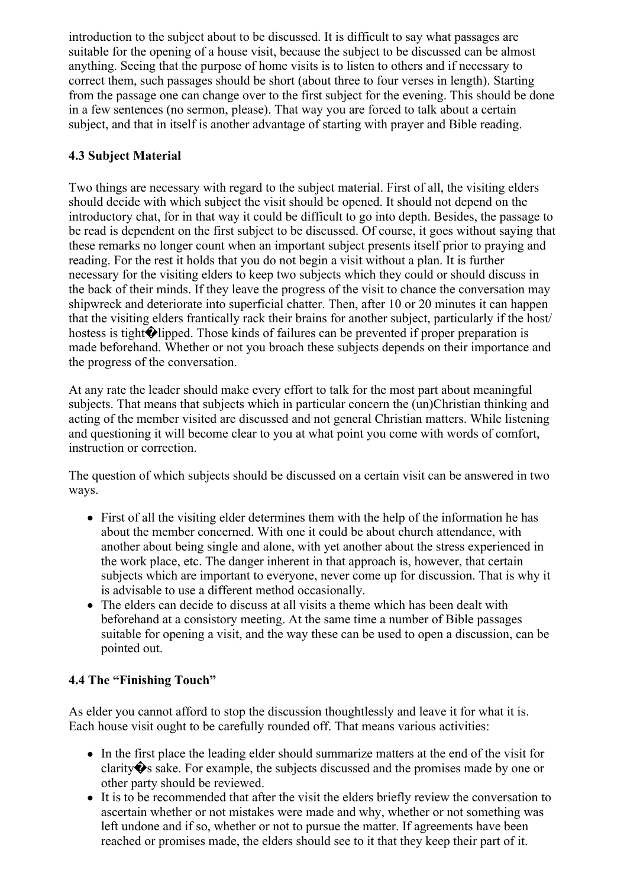introduction to the subject about to be discussed. It is difficult to say what passages are suitable for the opening of a house visit, because the subject to be discussed can be almost anything. Seeing that the purpose of home visits is to listen to others and if necessary to correct them, such passages should be short (about three to four verses in length). Starting from the passage one can change over to the first subject for the evening. This should be done in a few sentences (no sermon, please). That way you are forced to talk about a certain subject, and that in itself is another advantage of starting with prayer and Bible reading.

### 4.3 Subject Material

Two things are necessary with regard to the subject material. First of all, the visiting elders should decide with which subject the visit should be opened. It should not depend on the introductory chat, for in that way it could be difficult to go into depth. Besides, the passage to be read is dependent on the first subject to be discussed. Of course, it goes without saying that these remarks no longer count when an important subject presents itself prior to praying and reading. For the rest it holds that you do not begin a visit without a plan. It is further necessary for the visiting elders to keep two subjects which they could or should discuss in the back of their minds. If they leave the progress of the visit to chance the conversation may shipwreck and deteriorate into superficial chatter. Then, after 10 or 20 minutes it can happen that the visiting elders frantically rack their brains for another subject, particularly if the host/hostess is tight�lipped. Those kinds of failures can be prevented if proper preparation is made beforehand. Whether or not you broach these subjects depends on their importance and the progress of the conversation.

At any rate the leader should make every effort to talk for the most part about meaningful subjects. That means that subjects which in particular concern the (un)Christian thinking and acting of the member visited are discussed and not general Christian matters. While listening and questioning it will become clear to you at what point you come with words of comfort, instruction or correction.

The question of which subjects should be discussed on a certain visit can be answered in two ways.

- First of all the visiting elder determines them with the help of the information he has about the member concerned. With one it could be about church attendance, with another about being single and alone, with yet another about the stress experienced in the work place, etc. The danger inherent in that approach is, however, that certain subjects which are important to everyone, never come up for discussion. That is why it is advisable to use a different method occasionally.
- The elders can decide to discuss at all visits a theme which has been dealt with beforehand at a consistory meeting. At the same time a number of Bible passages suitable for opening a visit, and the way these can be used to open a discussion, can be pointed out.

### 4.4 The "Finishing Touch"

As elder you cannot afford to stop the discussion thoughtlessly and leave it for what it is. Each house visit ought to be carefully rounded off. That means various activities:

- In the first place the leading elder should summarize matters at the end of the visit for clarity�s sake. For example, the subjects discussed and the promises made by one or other party should be reviewed.
- It is to be recommended that after the visit the elders briefly review the conversation to ascertain whether or not mistakes were made and why, whether or not something was left undone and if so, whether or not to pursue the matter. If agreements have been reached or promises made, the elders should see to it that they keep their part of it.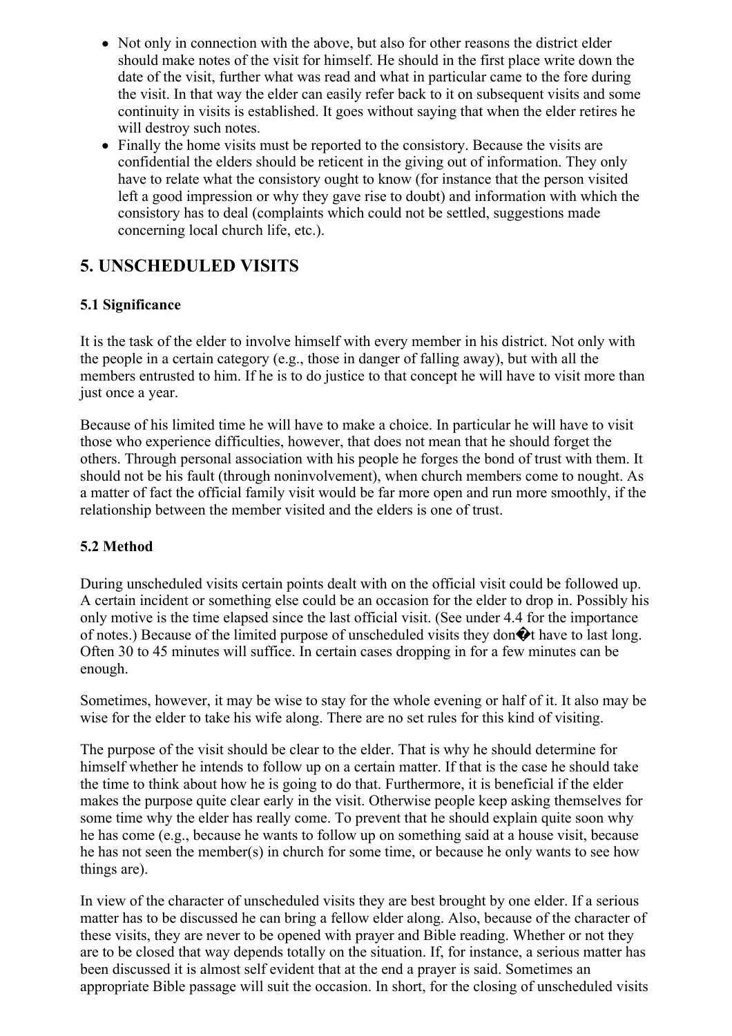- Not only in connection with the above, but also for other reasons the district elder should make notes of the visit for himself. He should in the first place write down the date of the visit, further what was read and what in particular came to the fore during the visit. In that way the elder can easily refer back to it on subsequent visits and some continuity in visits is established. It goes without saying that when the elder retires he will destroy such notes.
- Finally the home visits must be reported to the consistory. Because the visits are confidential the elders should be reticent in the giving out of information. They only have to relate what the consistory ought to know (for instance that the person visited left a good impression or why they gave rise to doubt) and information with which the consistory has to deal (complaints which could not be settled, suggestions made concerning local church life, etc.).

## 5. UNSCHEDULED VISITS

### 5.1 Significance

It is the task of the elder to involve himself with every member in his district. Not only with the people in a certain category (e.g., those in danger of falling away), but with all the members entrusted to him. If he is to do justice to that concept he will have to visit more than just once a year.

Because of his limited time he will have to make a choice. In particular he will have to visit those who experience difficulties, however, that does not mean that he should forget the others. Through personal association with his people he forges the bond of trust with them. It should not be his fault (through noninvolvement), when church members come to nought. As a matter of fact the official family visit would be far more open and run more smoothly, if the relationship between the member visited and the elders is one of trust.

### 5.2 Method

During unscheduled visits certain points dealt with on the official visit could be followed up. A certain incident or something else could be an occasion for the elder to drop in. Possibly his only motive is the time elapsed since the last official visit. (See under 4.4 for the importance of notes.) Because of the limited purpose of unscheduled visits they don�t have to last long. Often 30 to 45 minutes will suffice. In certain cases dropping in for a few minutes can be enough.

Sometimes, however, it may be wise to stay for the whole evening or half of it. It also may be wise for the elder to take his wife along. There are no set rules for this kind of visiting.

The purpose of the visit should be clear to the elder. That is why he should determine for himself whether he intends to follow up on a certain matter. If that is the case he should take the time to think about how he is going to do that. Furthermore, it is beneficial if the elder makes the purpose quite clear early in the visit. Otherwise people keep asking themselves for some time why the elder has really come. To prevent that he should explain quite soon why he has come (e.g., because he wants to follow up on something said at a house visit, because he has not seen the member(s) in church for some time, or because he only wants to see how things are).

In view of the character of unscheduled visits they are best brought by one elder. If a serious matter has to be discussed he can bring a fellow elder along. Also, because of the character of these visits, they are never to be opened with prayer and Bible reading. Whether or not they are to be closed that way depends totally on the situation. If, for instance, a serious matter has been discussed it is almost self evident that at the end a prayer is said. Sometimes an appropriate Bible passage will suit the occasion. In short, for the closing of unscheduled visits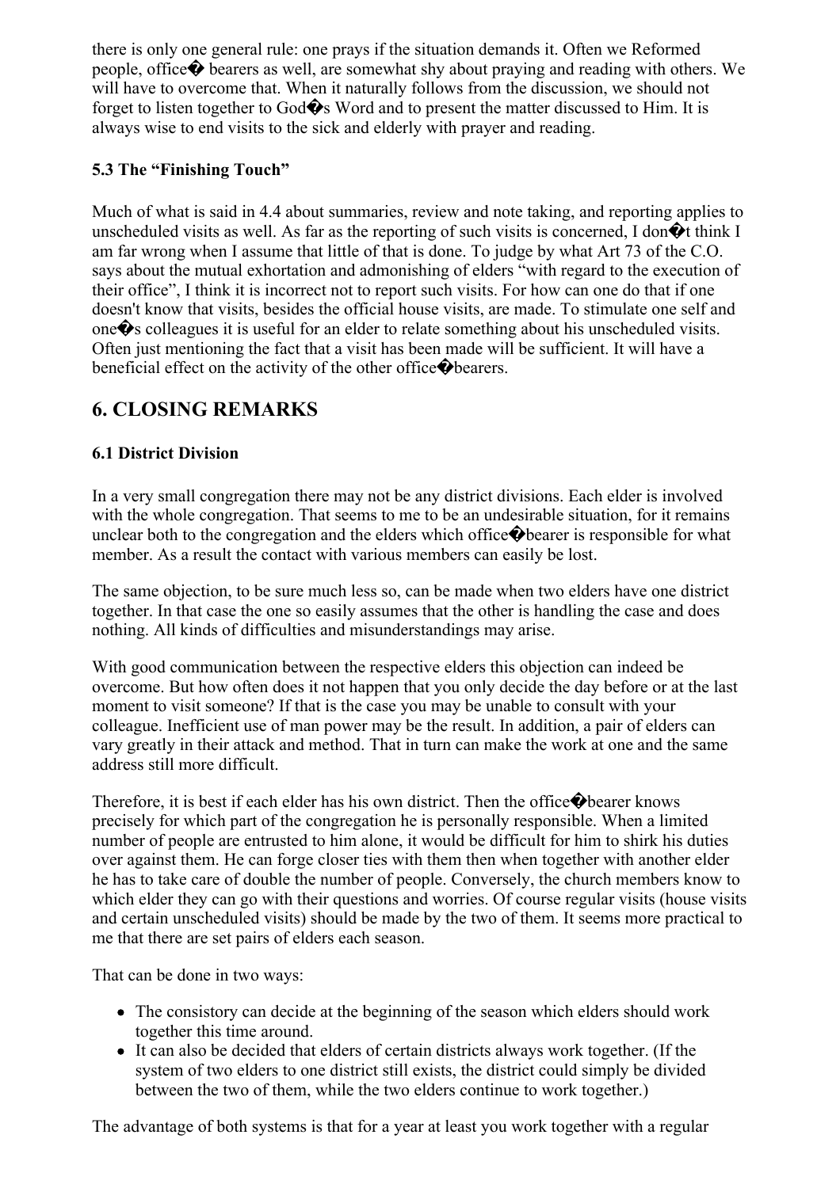there is only one general rule: one prays if the situation demands it. Often we Reformed people, office� bearers as well, are somewhat shy about praying and reading with others. We will have to overcome that. When it naturally follows from the discussion, we should not forget to listen together to God�s Word and to present the matter discussed to Him. It is always wise to end visits to the sick and elderly with prayer and reading.

### 5.3 The "Finishing Touch"

Much of what is said in 4.4 about summaries, review and note taking, and reporting applies to unscheduled visits as well. As far as the reporting of such visits is concerned, I don�t think I am far wrong when I assume that little of that is done. To judge by what Art 73 of the C.O. says about the mutual exhortation and admonishing of elders "with regard to the execution of their office", I think it is incorrect not to report such visits. For how can one do that if one doesn't know that visits, besides the official house visits, are made. To stimulate one self and one�s colleagues it is useful for an elder to relate something about his unscheduled visits. Often just mentioning the fact that a visit has been made will be sufficient. It will have a beneficial effect on the activity of the other office�bearers.

## 6. CLOSING REMARKS

### 6.1 District Division

In a very small congregation there may not be any district divisions. Each elder is involved with the whole congregation. That seems to me to be an undesirable situation, for it remains unclear both to the congregation and the elders which office�bearer is responsible for what member. As a result the contact with various members can easily be lost.

The same objection, to be sure much less so, can be made when two elders have one district together. In that case the one so easily assumes that the other is handling the case and does nothing. All kinds of difficulties and misunderstandings may arise.

With good communication between the respective elders this objection can indeed be overcome. But how often does it not happen that you only decide the day before or at the last moment to visit someone? If that is the case you may be unable to consult with your colleague. Inefficient use of man power may be the result. In addition, a pair of elders can vary greatly in their attack and method. That in turn can make the work at one and the same address still more difficult.

Therefore, it is best if each elder has his own district. Then the office�bearer knows precisely for which part of the congregation he is personally responsible. When a limited number of people are entrusted to him alone, it would be difficult for him to shirk his duties over against them. He can forge closer ties with them then when together with another elder he has to take care of double the number of people. Conversely, the church members know to which elder they can go with their questions and worries. Of course regular visits (house visits and certain unscheduled visits) should be made by the two of them. It seems more practical to me that there are set pairs of elders each season.

That can be done in two ways:

- The consistory can decide at the beginning of the season which elders should work together this time around.
- It can also be decided that elders of certain districts always work together. (If the system of two elders to one district still exists, the district could simply be divided between the two of them, while the two elders continue to work together.)

The advantage of both systems is that for a year at least you work together with a regular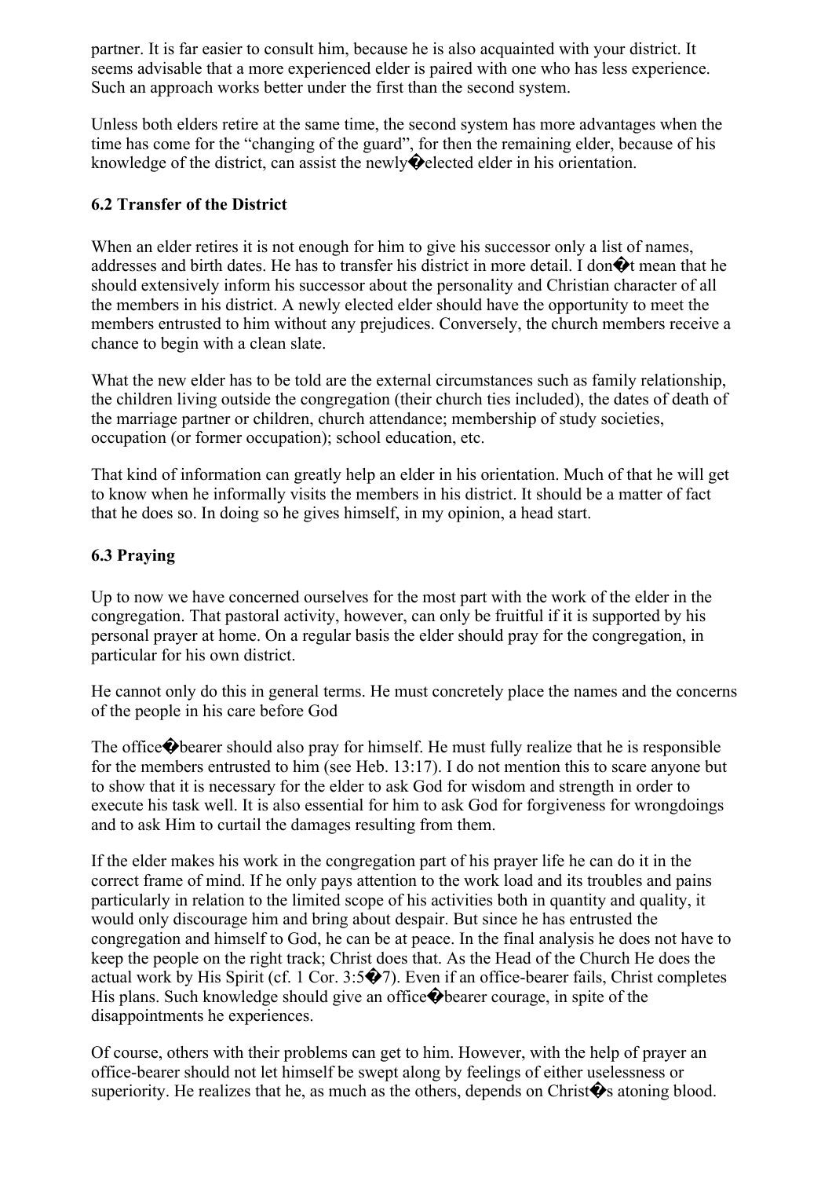partner. It is far easier to consult him, because he is also acquainted with your district. It seems advisable that a more experienced elder is paired with one who has less experience. Such an approach works better under the first than the second system.

Unless both elders retire at the same time, the second system has more advantages when the time has come for the "changing of the guard", for then the remaining elder, because of his knowledge of the district, can assist the newly�elected elder in his orientation.

### 6.2 Transfer of the District

When an elder retires it is not enough for him to give his successor only a list of names, addresses and birth dates. He has to transfer his district in more detail. I don�t mean that he should extensively inform his successor about the personality and Christian character of all the members in his district. A newly elected elder should have the opportunity to meet the members entrusted to him without any prejudices. Conversely, the church members receive a chance to begin with a clean slate.

What the new elder has to be told are the external circumstances such as family relationship, the children living outside the congregation (their church ties included), the dates of death of the marriage partner or children, church attendance; membership of study societies, occupation (or former occupation); school education, etc.

That kind of information can greatly help an elder in his orientation. Much of that he will get to know when he informally visits the members in his district. It should be a matter of fact that he does so. In doing so he gives himself, in my opinion, a head start.

### 6.3 Praying

Up to now we have concerned ourselves for the most part with the work of the elder in the congregation. That pastoral activity, however, can only be fruitful if it is supported by his personal prayer at home. On a regular basis the elder should pray for the congregation, in particular for his own district.

He cannot only do this in general terms. He must concretely place the names and the concerns of the people in his care before God

The office�bearer should also pray for himself. He must fully realize that he is responsible for the members entrusted to him (see Heb. 13:17). I do not mention this to scare anyone but to show that it is necessary for the elder to ask God for wisdom and strength in order to execute his task well. It is also essential for him to ask God for forgiveness for wrongdoings and to ask Him to curtail the damages resulting from them.

If the elder makes his work in the congregation part of his prayer life he can do it in the correct frame of mind. If he only pays attention to the work load and its troubles and pains particularly in relation to the limited scope of his activities both in quantity and quality, it would only discourage him and bring about despair. But since he has entrusted the congregation and himself to God, he can be at peace. In the final analysis he does not have to keep the people on the right track; Christ does that. As the Head of the Church He does the actual work by His Spirit (cf. 1 Cor. 3:5�7). Even if an office-bearer fails, Christ completes His plans. Such knowledge should give an office�bearer courage, in spite of the disappointments he experiences.

Of course, others with their problems can get to him. However, with the help of prayer an office-bearer should not let himself be swept along by feelings of either uselessness or superiority. He realizes that he, as much as the others, depends on Christ�s atoning blood.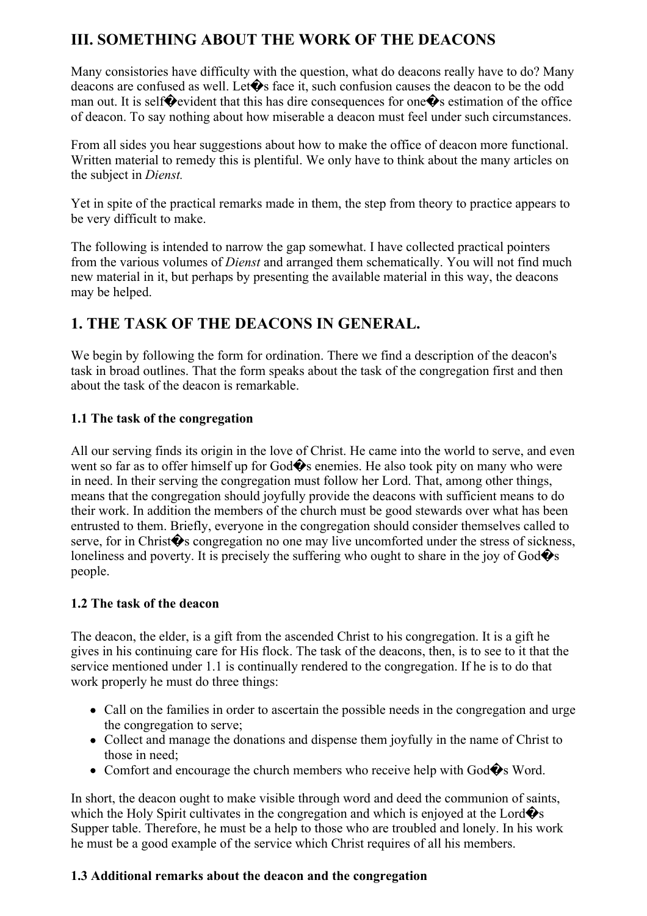# III. SOMETHING ABOUT THE WORK OF THE DEACONS

Many consistories have difficulty with the question, what do deacons really have to do? Many deacons are confused as well. Let�s face it, such confusion causes the deacon to be the odd man out. It is self�evident that this has dire consequences for one�s estimation of the office of deacon. To say nothing about how miserable a deacon must feel under such circumstances.

From all sides you hear suggestions about how to make the office of deacon more functional. Written material to remedy this is plentiful. We only have to think about the many articles on the subject in *Dienst.*

Yet in spite of the practical remarks made in them, the step from theory to practice appears to be very difficult to make.

The following is intended to narrow the gap somewhat. I have collected practical pointers from the various volumes of *Dienst* and arranged them schematically. You will not find much new material in it, but perhaps by presenting the available material in this way, the deacons may be helped.

## 1. THE TASK OF THE DEACONS IN GENERAL.

We begin by following the form for ordination. There we find a description of the deacon's task in broad outlines. That the form speaks about the task of the congregation first and then about the task of the deacon is remarkable.

### 1.1 The task of the congregation

All our serving finds its origin in the love of Christ. He came into the world to serve, and even went so far as to offer himself up for God�s enemies. He also took pity on many who were in need. In their serving the congregation must follow her Lord. That, among other things, means that the congregation should joyfully provide the deacons with sufficient means to do their work. In addition the members of the church must be good stewards over what has been entrusted to them. Briefly, everyone in the congregation should consider themselves called to serve, for in Christ�s congregation no one may live uncomforted under the stress of sickness, loneliness and poverty. It is precisely the suffering who ought to share in the joy of God�s people.

### 1.2 The task of the deacon

The deacon, the elder, is a gift from the ascended Christ to his congregation. It is a gift he gives in his continuing care for His flock. The task of the deacons, then, is to see to it that the service mentioned under 1.1 is continually rendered to the congregation. If he is to do that work properly he must do three things:

- Call on the families in order to ascertain the possible needs in the congregation and urge the congregation to serve;
- Collect and manage the donations and dispense them joyfully in the name of Christ to those in need;
- Comfort and encourage the church members who receive help with God�s Word.

In short, the deacon ought to make visible through word and deed the communion of saints, which the Holy Spirit cultivates in the congregation and which is enjoyed at the Lord�s Supper table. Therefore, he must be a help to those who are troubled and lonely. In his work he must be a good example of the service which Christ requires of all his members.

### 1.3 Additional remarks about the deacon and the congregation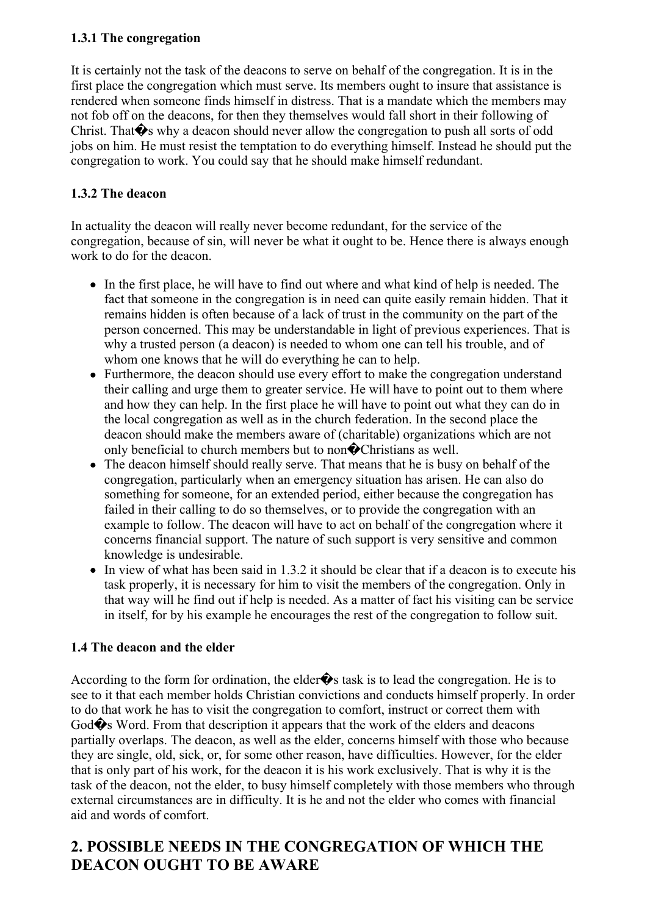### 1.3.1 The congregation

It is certainly not the task of the deacons to serve on behalf of the congregation. It is in the first place the congregation which must serve. Its members ought to insure that assistance is rendered when someone finds himself in distress. That is a mandate which the members may not fob off on the deacons, for then they themselves would fall short in their following of Christ. That�s why a deacon should never allow the congregation to push all sorts of odd jobs on him. He must resist the temptation to do everything himself. Instead he should put the congregation to work. You could say that he should make himself redundant.

### 1.3.2 The deacon

In actuality the deacon will really never become redundant, for the service of the congregation, because of sin, will never be what it ought to be. Hence there is always enough work to do for the deacon.

- In the first place, he will have to find out where and what kind of help is needed. The fact that someone in the congregation is in need can quite easily remain hidden. That it remains hidden is often because of a lack of trust in the community on the part of the person concerned. This may be understandable in light of previous experiences. That is why a trusted person (a deacon) is needed to whom one can tell his trouble, and of whom one knows that he will do everything he can to help.
- Furthermore, the deacon should use every effort to make the congregation understand their calling and urge them to greater service. He will have to point out to them where and how they can help. In the first place he will have to point out what they can do in the local congregation as well as in the church federation. In the second place the deacon should make the members aware of (charitable) organizations which are not only beneficial to church members but to non�Christians as well.
- The deacon himself should really serve. That means that he is busy on behalf of the congregation, particularly when an emergency situation has arisen. He can also do something for someone, for an extended period, either because the congregation has failed in their calling to do so themselves, or to provide the congregation with an example to follow. The deacon will have to act on behalf of the congregation where it concerns financial support. The nature of such support is very sensitive and common knowledge is undesirable.
- In view of what has been said in 1.3.2 it should be clear that if a deacon is to execute his task properly, it is necessary for him to visit the members of the congregation. Only in that way will he find out if help is needed. As a matter of fact his visiting can be service in itself, for by his example he encourages the rest of the congregation to follow suit.

### 1.4 The deacon and the elder

According to the form for ordination, the elder�s task is to lead the congregation. He is to see to it that each member holds Christian convictions and conducts himself properly. In order to do that work he has to visit the congregation to comfort, instruct or correct them with God�s Word. From that description it appears that the work of the elders and deacons partially overlaps. The deacon, as well as the elder, concerns himself with those who because they are single, old, sick, or, for some other reason, have difficulties. However, for the elder that is only part of his work, for the deacon it is his work exclusively. That is why it is the task of the deacon, not the elder, to busy himself completely with those members who through external circumstances are in difficulty. It is he and not the elder who comes with financial aid and words of comfort.

## 2. POSSIBLE NEEDS IN THE CONGREGATION OF WHICH THE DEACON OUGHT TO BE AWARE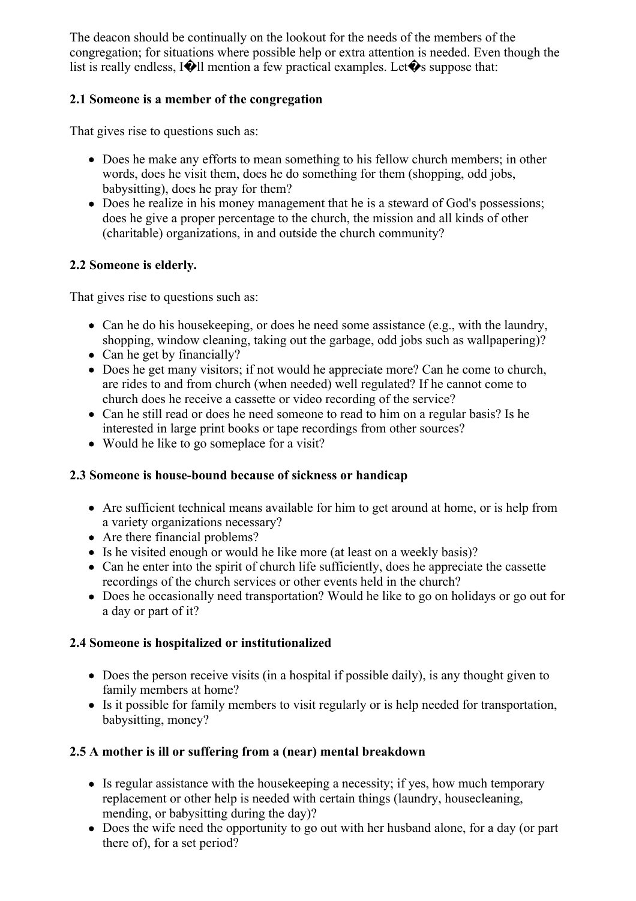The deacon should be continually on the lookout for the needs of the members of the congregation; for situations where possible help or extra attention is needed. Even though the list is really endless, I�ll mention a few practical examples. Let�s suppose that:

### 2.1 Someone is a member of the congregation

That gives rise to questions such as:

- Does he make any efforts to mean something to his fellow church members; in other words, does he visit them, does he do something for them (shopping, odd jobs, babysitting), does he pray for them?
- Does he realize in his money management that he is a steward of God's possessions; does he give a proper percentage to the church, the mission and all kinds of other (charitable) organizations, in and outside the church community?

### 2.2 Someone is elderly.

That gives rise to questions such as:

- Can he do his housekeeping, or does he need some assistance (e.g., with the laundry, shopping, window cleaning, taking out the garbage, odd jobs such as wallpapering)?
- Can he get by financially?
- Does he get many visitors; if not would he appreciate more? Can he come to church, are rides to and from church (when needed) well regulated? If he cannot come to church does he receive a cassette or video recording of the service?
- Can he still read or does he need someone to read to him on a regular basis? Is he interested in large print books or tape recordings from other sources?
- Would he like to go someplace for a visit?

### 2.3 Someone is house-bound because of sickness or handicap

- Are sufficient technical means available for him to get around at home, or is help from a variety organizations necessary?
- Are there financial problems?
- Is he visited enough or would he like more (at least on a weekly basis)?
- Can he enter into the spirit of church life sufficiently, does he appreciate the cassette recordings of the church services or other events held in the church?
- Does he occasionally need transportation? Would he like to go on holidays or go out for a day or part of it?

### 2.4 Someone is hospitalized or institutionalized

- Does the person receive visits (in a hospital if possible daily), is any thought given to family members at home?
- Is it possible for family members to visit regularly or is help needed for transportation, babysitting, money?

### 2.5 A mother is ill or suffering from a (near) mental breakdown

- Is regular assistance with the housekeeping a necessity; if yes, how much temporary replacement or other help is needed with certain things (laundry, housecleaning, mending, or babysitting during the day)?
- Does the wife need the opportunity to go out with her husband alone, for a day (or part there of), for a set period?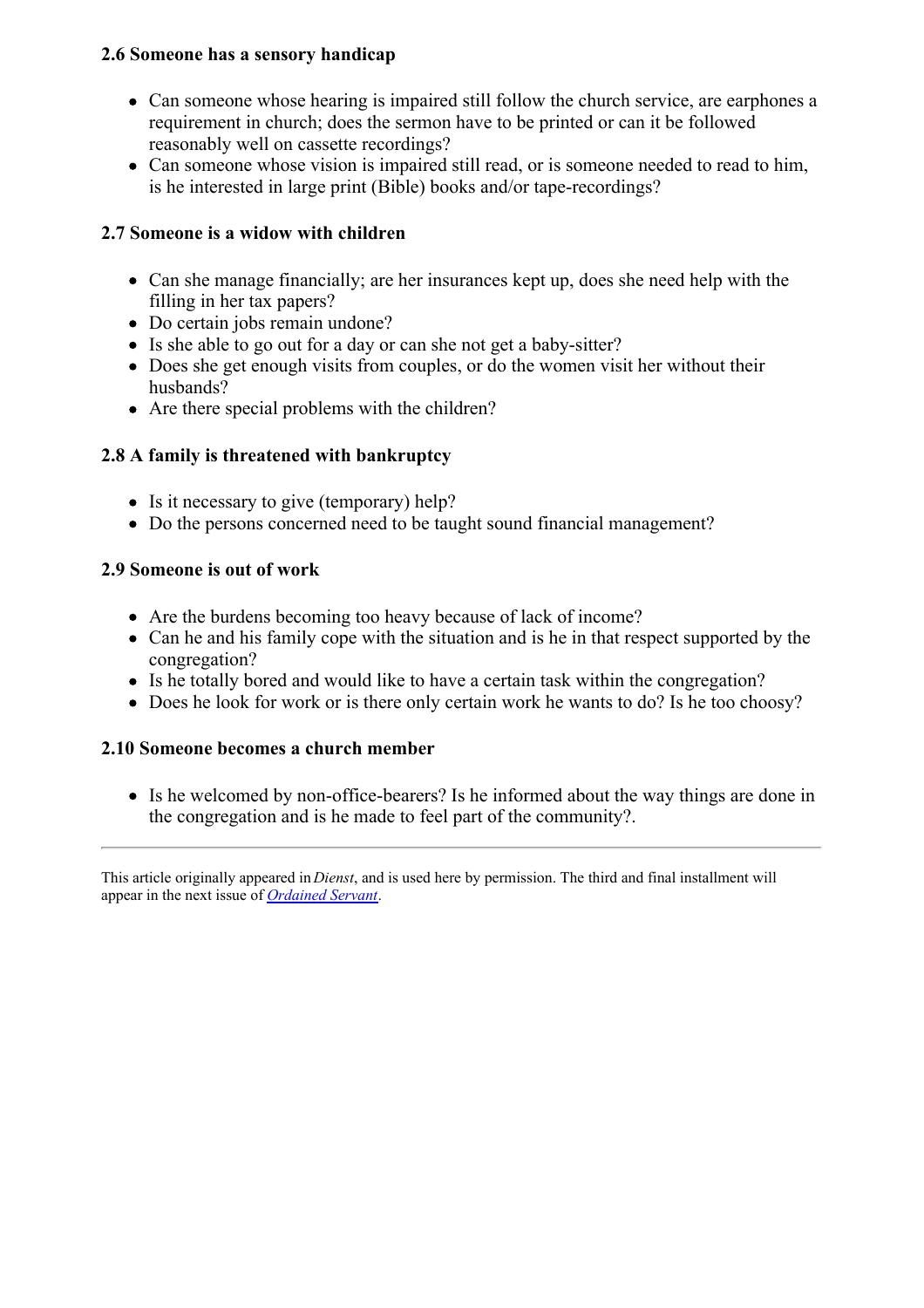### 2.6 Someone has a sensory handicap

- Can someone whose hearing is impaired still follow the church service, are earphones a requirement in church; does the sermon have to be printed or can it be followed reasonably well on cassette recordings?
- Can someone whose vision is impaired still read, or is someone needed to read to him, is he interested in large print (Bible) books and/or tape-recordings?

### 2.7 Someone is a widow with children

- Can she manage financially; are her insurances kept up, does she need help with the filling in her tax papers?
- Do certain jobs remain undone?
- Is she able to go out for a day or can she not get a baby-sitter?
- Does she get enough visits from couples, or do the women visit her without their husbands?
- Are there special problems with the children?

### 2.8 A family is threatened with bankruptcy

- Is it necessary to give (temporary) help?
- Do the persons concerned need to be taught sound financial management?

### 2.9 Someone is out of work

- Are the burdens becoming too heavy because of lack of income?
- Can he and his family cope with the situation and is he in that respect supported by the congregation?
- Is he totally bored and would like to have a certain task within the congregation?
- Does he look for work or is there only certain work he wants to do? Is he too choosy?

### 2.10 Someone becomes a church member

- Is he welcomed by non-office-bearers? Is he informed about the way things are done in the congregation and is he made to feel part of the community?.

---

This article originally appeared in *Dienst*, and is used here by permission. The third and final installment will appear in the next issue of *Ordained Servant*.